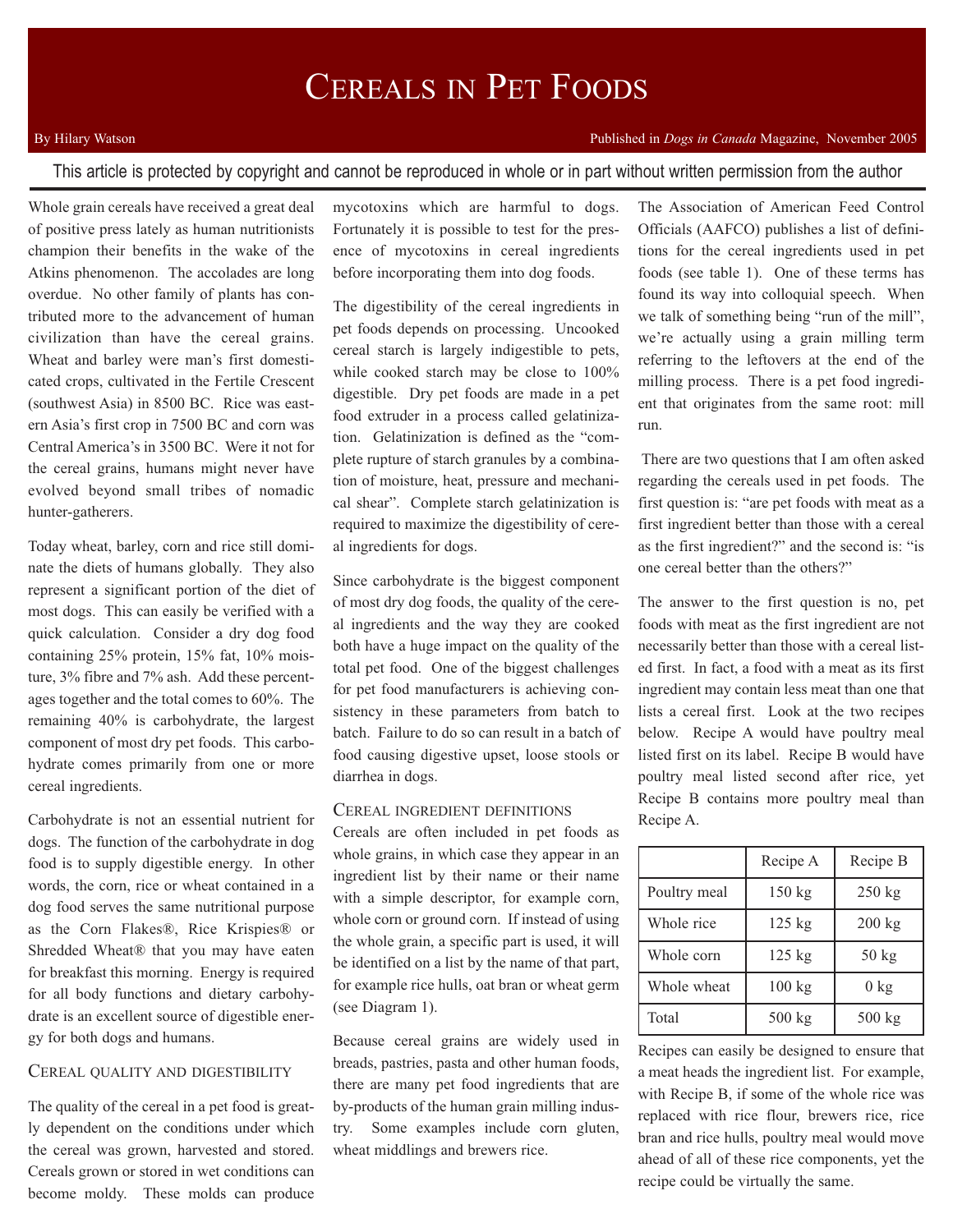# Cereals in Pet Foods

By Hilary Watson

Published in *Dogs in Canada* Magazine, November 2005

This article is protected by copyright and cannot be reproduced in whole or in part without written permission from the author

Whole grain cereals have received a great deal of positive press lately as human nutritionists champion their benefits in the wake of the Atkins phenomenon. The accolades are long overdue. No other family of plants has contributed more to the advancement of human civilization than have the cereal grains. Wheat and barley were man's first domesticated crops, cultivated in the Fertile Crescent (southwest Asia) in 8500 BC. Rice was eastern Asia's first crop in 7500 BC and corn was Central America's in 3500 BC. Were it not for the cereal grains, humans might never have evolved beyond small tribes of nomadic hunter-gatherers.

Today wheat, barley, corn and rice still dominate the diets of humans globally. They also represent a significant portion of the diet of most dogs. This can easily be verified with a quick calculation. Consider a dry dog food containing 25% protein, 15% fat, 10% moisture, 3% fibre and 7% ash. Add these percentages together and the total comes to 60%. The remaining 40% is carbohydrate, the largest component of most dry pet foods. This carbohydrate comes primarily from one or more cereal ingredients.

Carbohydrate is not an essential nutrient for dogs. The function of the carbohydrate in dog food is to supply digestible energy. In other words, the corn, rice or wheat contained in a dog food serves the same nutritional purpose as the Corn Flakes®, Rice Krispies® or Shredded Wheat® that you may have eaten for breakfast this morning. Energy is required for all body functions and dietary carbohydrate is an excellent source of digestible energy for both dogs and humans.

## Cereal quality and digestibility

The quality of the cereal in a pet food is greatly dependent on the conditions under which the cereal was grown, harvested and stored. Cereals grown or stored in wet conditions can become moldy. These molds can produce mycotoxins which are harmful to dogs. Fortunately it is possible to test for the presence of mycotoxins in cereal ingredients before incorporating them into dog foods.

The digestibility of the cereal ingredients in pet foods depends on processing. Uncooked cereal starch is largely indigestible to pets, while cooked starch may be close to 100% digestible. Dry pet foods are made in a pet food extruder in a process called gelatinization. Gelatinization is defined as the "complete rupture of starch granules by a combination of moisture, heat, pressure and mechanical shear". Complete starch gelatinization is required to maximize the digestibility of cereal ingredients for dogs.

Since carbohydrate is the biggest component of most dry dog foods, the quality of the cereal ingredients and the way they are cooked both have a huge impact on the quality of the total pet food. One of the biggest challenges for pet food manufacturers is achieving consistency in these parameters from batch to batch. Failure to do so can result in a batch of food causing digestive upset, loose stools or diarrhea in dogs.

## Cereal ingredient definitions

Cereals are often included in pet foods as whole grains, in which case they appear in an ingredient list by their name or their name with a simple descriptor, for example corn, whole corn or ground corn. If instead of using the whole grain, a specific part is used, it will be identified on a list by the name of that part, for example rice hulls, oat bran or wheat germ (see Diagram 1).

Because cereal grains are widely used in breads, pastries, pasta and other human foods, there are many pet food ingredients that are by-products of the human grain milling industry. Some examples include corn gluten, wheat middlings and brewers rice.

The Association of American Feed Control Officials (AAFCO) publishes a list of definitions for the cereal ingredients used in pet foods (see table 1). One of these terms has found its way into colloquial speech. When we talk of something being "run of the mill", we're actually using a grain milling term referring to the leftovers at the end of the milling process. There is a pet food ingredient that originates from the same root: mill run.

There are two questions that I am often asked regarding the cereals used in pet foods. The first question is: "are pet foods with meat as a first ingredient better than those with a cereal as the first ingredient?" and the second is: "is one cereal better than the others?"

The answer to the first question is no, pet foods with meat as the first ingredient are not necessarily better than those with a cereal listed first. In fact, a food with a meat as its first ingredient may contain less meat than one that lists a cereal first. Look at the two recipes below. Recipe A would have poultry meal listed first on its label. Recipe B would have poultry meal listed second after rice, yet Recipe B contains more poultry meal than Recipe A.

| | Recipe A | Recipe B |
|---|---|---|
| Poultry meal | 150 kg | 250 kg |
| Whole rice | 125 kg | 200 kg |
| Whole corn | 125 kg | 50 kg |
| Whole wheat | 100 kg | 0 kg |
| Total | 500 kg | 500 kg |

Recipes can easily be designed to ensure that a meat heads the ingredient list. For example, with Recipe B, if some of the whole rice was replaced with rice flour, brewers rice, rice bran and rice hulls, poultry meal would move ahead of all of these rice components, yet the recipe could be virtually the same.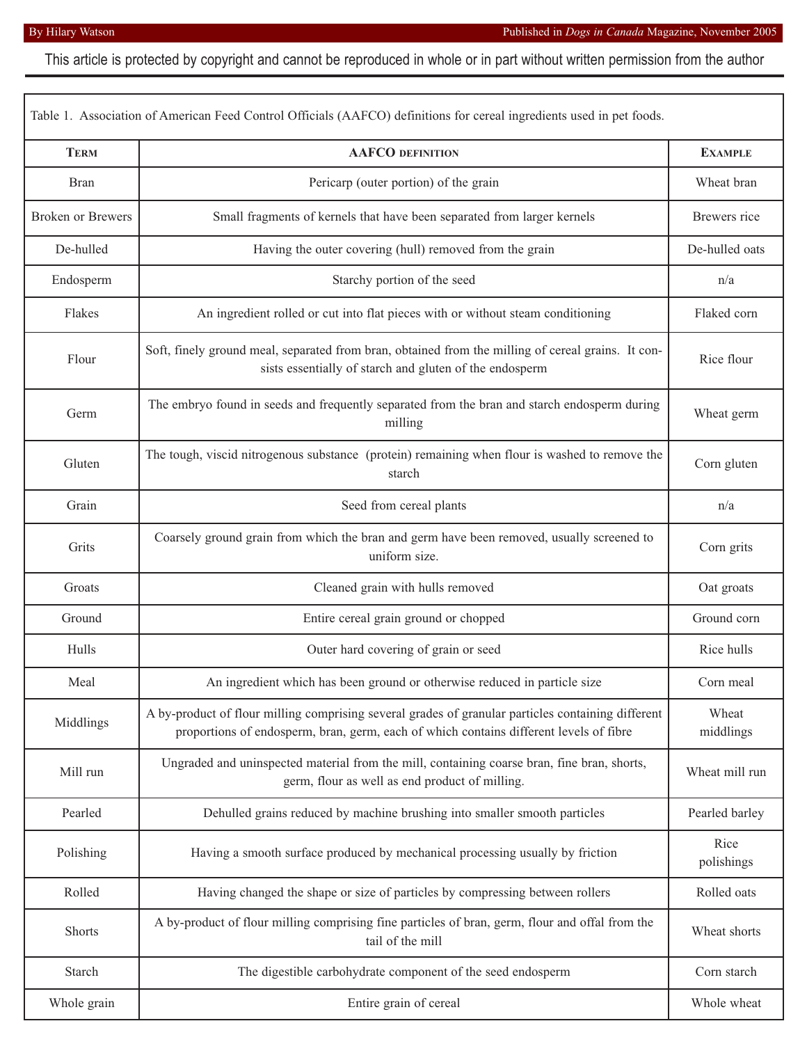This article is protected by copyright and cannot be reproduced in whole or in part without written permission from the author

Table 1. Association of American Feed Control Officials (AAFCO) definitions for cereal ingredients used in pet foods.

| Term | AAFCO definition | Example |
|---|---|---|
| Bran | Pericarp (outer portion) of the grain | Wheat bran |
| Broken or Brewers | Small fragments of kernels that have been separated from larger kernels | Brewers rice |
| De-hulled | Having the outer covering (hull) removed from the grain | De-hulled oats |
| Endosperm | Starchy portion of the seed | n/a |
| Flakes | An ingredient rolled or cut into flat pieces with or without steam conditioning | Flaked corn |
| Flour | Soft, finely ground meal, separated from bran, obtained from the milling of cereal grains. It consists essentially of starch and gluten of the endosperm | Rice flour |
| Germ | The embryo found in seeds and frequently separated from the bran and starch endosperm during milling | Wheat germ |
| Gluten | The tough, viscid nitrogenous substance (protein) remaining when flour is washed to remove the starch | Corn gluten |
| Grain | Seed from cereal plants | n/a |
| Grits | Coarsely ground grain from which the bran and germ have been removed, usually screened to uniform size. | Corn grits |
| Groats | Cleaned grain with hulls removed | Oat groats |
| Ground | Entire cereal grain ground or chopped | Ground corn |
| Hulls | Outer hard covering of grain or seed | Rice hulls |
| Meal | An ingredient which has been ground or otherwise reduced in particle size | Corn meal |
| Middlings | A by-product of flour milling comprising several grades of granular particles containing different proportions of endosperm, bran, germ, each of which contains different levels of fibre | Wheat middlings |
| Mill run | Ungraded and uninspected material from the mill, containing coarse bran, fine bran, shorts, germ, flour as well as end product of milling. | Wheat mill run |
| Pearled | Dehulled grains reduced by machine brushing into smaller smooth particles | Pearled barley |
| Polishing | Having a smooth surface produced by mechanical processing usually by friction | Rice polishings |
| Rolled | Having changed the shape or size of particles by compressing between rollers | Rolled oats |
| Shorts | A by-product of flour milling comprising fine particles of bran, germ, flour and offal from the tail of the mill | Wheat shorts |
| Starch | The digestible carbohydrate component of the seed endosperm | Corn starch |
| Whole grain | Entire grain of cereal | Whole wheat |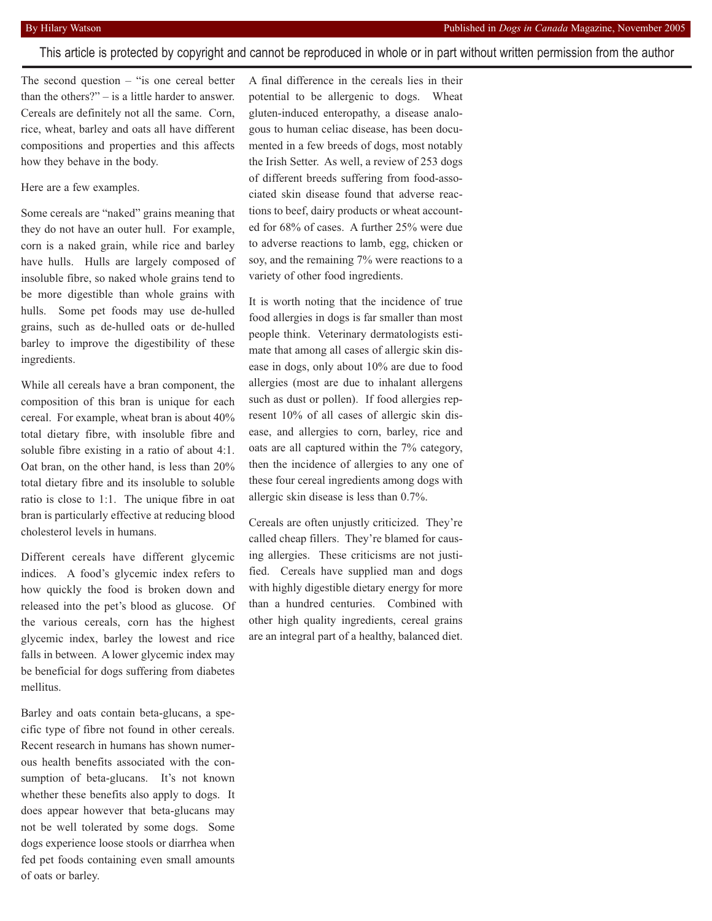The second question – "is one cereal better than the others?" – is a little harder to answer. Cereals are definitely not all the same. Corn, rice, wheat, barley and oats all have different compositions and properties and this affects how they behave in the body.

Here are a few examples.

Some cereals are "naked" grains meaning that they do not have an outer hull. For example, corn is a naked grain, while rice and barley have hulls. Hulls are largely composed of insoluble fibre, so naked whole grains tend to be more digestible than whole grains with hulls. Some pet foods may use de-hulled grains, such as de-hulled oats or de-hulled barley to improve the digestibility of these ingredients.

While all cereals have a bran component, the composition of this bran is unique for each cereal. For example, wheat bran is about 40% total dietary fibre, with insoluble fibre and soluble fibre existing in a ratio of about 4:1. Oat bran, on the other hand, is less than 20% total dietary fibre and its insoluble to soluble ratio is close to 1:1. The unique fibre in oat bran is particularly effective at reducing blood cholesterol levels in humans.

Different cereals have different glycemic indices. A food's glycemic index refers to how quickly the food is broken down and released into the pet's blood as glucose. Of the various cereals, corn has the highest glycemic index, barley the lowest and rice falls in between. A lower glycemic index may be beneficial for dogs suffering from diabetes mellitus.

Barley and oats contain beta-glucans, a specific type of fibre not found in other cereals. Recent research in humans has shown numerous health benefits associated with the consumption of beta-glucans. It's not known whether these benefits also apply to dogs. It does appear however that beta-glucans may not be well tolerated by some dogs. Some dogs experience loose stools or diarrhea when fed pet foods containing even small amounts of oats or barley.

A final difference in the cereals lies in their potential to be allergenic to dogs. Wheat gluten-induced enteropathy, a disease analogous to human celiac disease, has been documented in a few breeds of dogs, most notably the Irish Setter. As well, a review of 253 dogs of different breeds suffering from food-associated skin disease found that adverse reactions to beef, dairy products or wheat accounted for 68% of cases. A further 25% were due to adverse reactions to lamb, egg, chicken or soy, and the remaining 7% were reactions to a variety of other food ingredients.

It is worth noting that the incidence of true food allergies in dogs is far smaller than most people think. Veterinary dermatologists estimate that among all cases of allergic skin disease in dogs, only about 10% are due to food allergies (most are due to inhalant allergens such as dust or pollen). If food allergies represent 10% of all cases of allergic skin disease, and allergies to corn, barley, rice and oats are all captured within the 7% category, then the incidence of allergies to any one of these four cereal ingredients among dogs with allergic skin disease is less than 0.7%.

Cereals are often unjustly criticized. They're called cheap fillers. They're blamed for causing allergies. These criticisms are not justified. Cereals have supplied man and dogs with highly digestible dietary energy for more than a hundred centuries. Combined with other high quality ingredients, cereal grains are an integral part of a healthy, balanced diet.